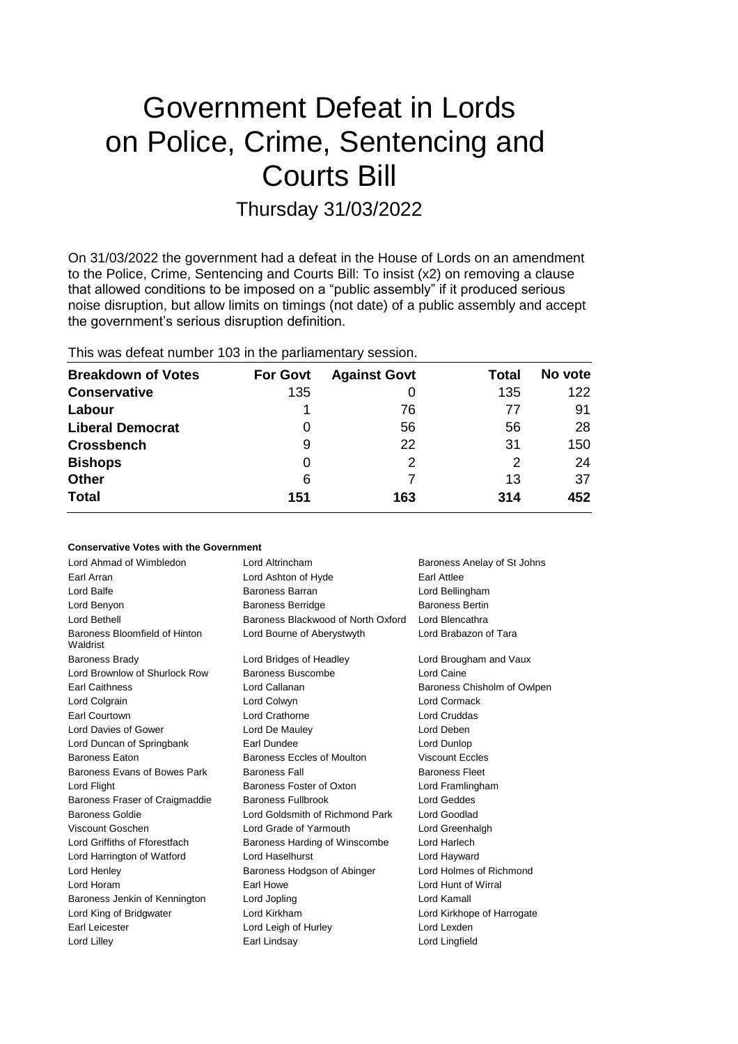# Government Defeat in Lords on Police, Crime, Sentencing and Courts Bill

## Thursday 31/03/2022

On 31/03/2022 the government had a defeat in the House of Lords on an amendment to the Police, Crime, Sentencing and Courts Bill: To insist (x2) on removing a clause that allowed conditions to be imposed on a "public assembly" if it produced serious noise disruption, but allow limits on timings (not date) of a public assembly and accept the government's serious disruption definition.

This was defeat number 103 in the parliamentary session.

| Breakdown of Votes | For Govt | Against Govt | Total | No vote |
|---|---|---|---|---|
| Conservative | 135 | 0 | 135 | 122 |
| Labour | 1 | 76 | 77 | 91 |
| Liberal Democrat | 0 | 56 | 56 | 28 |
| Crossbench | 9 | 22 | 31 | 150 |
| Bishops | 0 | 2 | 2 | 24 |
| Other | 6 | 7 | 13 | 37 |
| **Total** | **151** | **163** | **314** | **452** |

**Conservative Votes with the Government**

| | | |
|---|---|---|
| Lord Ahmad of Wimbledon | Lord Altrincham | Baroness Anelay of St Johns |
| Earl Arran | Lord Ashton of Hyde | Earl Attlee |
| Lord Balfe | Baroness Barran | Lord Bellingham |
| Lord Benyon | Baroness Berridge | Baroness Bertin |
| Lord Bethell | Baroness Blackwood of North Oxford | Lord Blencathra |
| Baroness Bloomfield of Hinton Waldrist | Lord Bourne of Aberystwyth | Lord Brabazon of Tara |
| Baroness Brady | Lord Bridges of Headley | Lord Brougham and Vaux |
| Lord Brownlow of Shurlock Row | Baroness Buscombe | Lord Caine |
| Earl Caithness | Lord Callanan | Baroness Chisholm of Owlpen |
| Lord Colgrain | Lord Colwyn | Lord Cormack |
| Earl Courtown | Lord Crathorne | Lord Cruddas |
| Lord Davies of Gower | Lord De Mauley | Lord Deben |
| Lord Duncan of Springbank | Earl Dundee | Lord Dunlop |
| Baroness Eaton | Baroness Eccles of Moulton | Viscount Eccles |
| Baroness Evans of Bowes Park | Baroness Fall | Baroness Fleet |
| Lord Flight | Baroness Foster of Oxton | Lord Framlingham |
| Baroness Fraser of Craigmaddie | Baroness Fullbrook | Lord Geddes |
| Baroness Goldie | Lord Goldsmith of Richmond Park | Lord Goodlad |
| Viscount Goschen | Lord Grade of Yarmouth | Lord Greenhalgh |
| Lord Griffiths of Fforestfach | Baroness Harding of Winscombe | Lord Harlech |
| Lord Harrington of Watford | Lord Haselhurst | Lord Hayward |
| Lord Henley | Baroness Hodgson of Abinger | Lord Holmes of Richmond |
| Lord Horam | Earl Howe | Lord Hunt of Wirral |
| Baroness Jenkin of Kennington | Lord Jopling | Lord Kamall |
| Lord King of Bridgwater | Lord Kirkham | Lord Kirkhope of Harrogate |
| Earl Leicester | Lord Leigh of Hurley | Lord Lexden |
| Lord Lilley | Earl Lindsay | Lord Lingfield |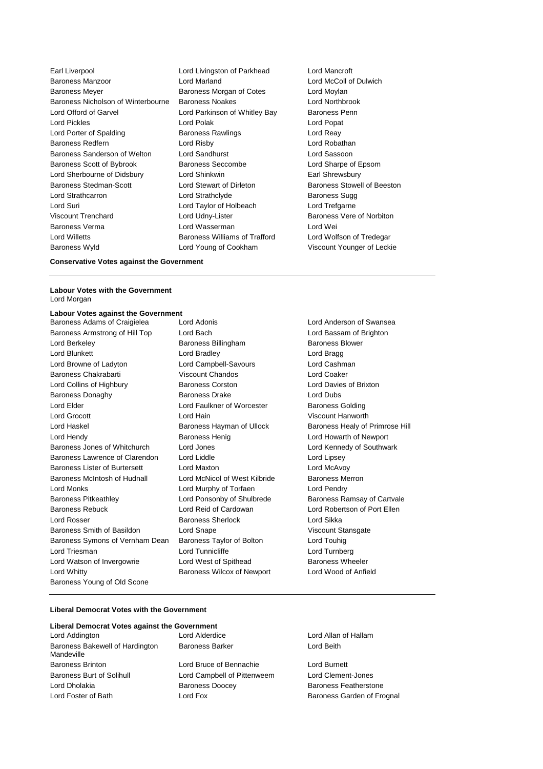Earl Liverpool
Lord Livingston of Parkhead
Lord Mancroft
Baroness Manzoor
Lord Marland
Lord McColl of Dulwich
Baroness Meyer
Baroness Morgan of Cotes
Lord Moylan
Baroness Nicholson of Winterbourne
Baroness Noakes
Lord Northbrook
Lord Offord of Garvel
Lord Parkinson of Whitley Bay
Baroness Penn
Lord Pickles
Lord Polak
Lord Popat
Lord Porter of Spalding
Baroness Rawlings
Lord Reay
Baroness Redfern
Lord Risby
Lord Robathan
Baroness Sanderson of Welton
Lord Sandhurst
Lord Sassoon
Baroness Scott of Bybrook
Baroness Seccombe
Lord Sharpe of Epsom
Lord Sherbourne of Didsbury
Lord Shinkwin
Earl Shrewsbury
Baroness Stedman-Scott
Lord Stewart of Dirleton
Baroness Stowell of Beeston
Lord Strathcarron
Lord Strathclyde
Baroness Sugg
Lord Suri
Lord Taylor of Holbeach
Lord Trefgarne
Viscount Trenchard
Lord Udny-Lister
Baroness Vere of Norbiton
Baroness Verma
Lord Wasserman
Lord Wei
Lord Willetts
Baroness Williams of Trafford
Lord Wolfson of Tredegar
Baroness Wyld
Lord Young of Cookham
Viscount Younger of Leckie

**Conservative Votes against the Government**

---

**Labour Votes with the Government**

Lord Morgan

**Labour Votes against the Government**

Baroness Adams of Craigielea
Lord Adonis
Lord Anderson of Swansea
Baroness Armstrong of Hill Top
Lord Bach
Lord Bassam of Brighton
Lord Berkeley
Baroness Billingham
Baroness Blower
Lord Blunkett
Lord Bradley
Lord Bragg
Lord Browne of Ladyton
Lord Campbell-Savours
Lord Cashman
Baroness Chakrabarti
Viscount Chandos
Lord Coaker
Lord Collins of Highbury
Baroness Corston
Lord Davies of Brixton
Baroness Donaghy
Baroness Drake
Lord Dubs
Lord Elder
Lord Faulkner of Worcester
Baroness Golding
Lord Grocott
Lord Hain
Viscount Hanworth
Lord Haskel
Baroness Hayman of Ullock
Baroness Healy of Primrose Hill
Lord Hendy
Baroness Henig
Lord Howarth of Newport
Baroness Jones of Whitchurch
Lord Jones
Lord Kennedy of Southwark
Baroness Lawrence of Clarendon
Lord Liddle
Lord Lipsey
Baroness Lister of Burtersett
Lord Maxton
Lord McAvoy
Baroness McIntosh of Hudnall
Lord McNicol of West Kilbride
Baroness Merron
Lord Monks
Lord Murphy of Torfaen
Lord Pendry
Baroness Pitkeathley
Lord Ponsonby of Shulbrede
Baroness Ramsay of Cartvale
Baroness Rebuck
Lord Reid of Cardowan
Lord Robertson of Port Ellen
Lord Rosser
Baroness Sherlock
Lord Sikka
Baroness Smith of Basildon
Lord Snape
Viscount Stansgate
Baroness Symons of Vernham Dean
Baroness Taylor of Bolton
Lord Touhig
Lord Triesman
Lord Tunnicliffe
Lord Turnberg
Lord Watson of Invergowrie
Lord West of Spithead
Baroness Wheeler
Lord Whitty
Baroness Wilcox of Newport
Lord Wood of Anfield
Baroness Young of Old Scone

---

**Liberal Democrat Votes with the Government**

**Liberal Democrat Votes against the Government**

Lord Addington
Lord Alderdice
Lord Allan of Hallam
Baroness Bakewell of Hardington Mandeville
Baroness Barker
Lord Beith
Baroness Brinton
Lord Bruce of Bennachie
Lord Burnett
Baroness Burt of Solihull
Lord Campbell of Pittenweem
Lord Clement-Jones
Lord Dholakia
Baroness Doocey
Baroness Featherstone
Lord Foster of Bath
Lord Fox
Baroness Garden of Frognal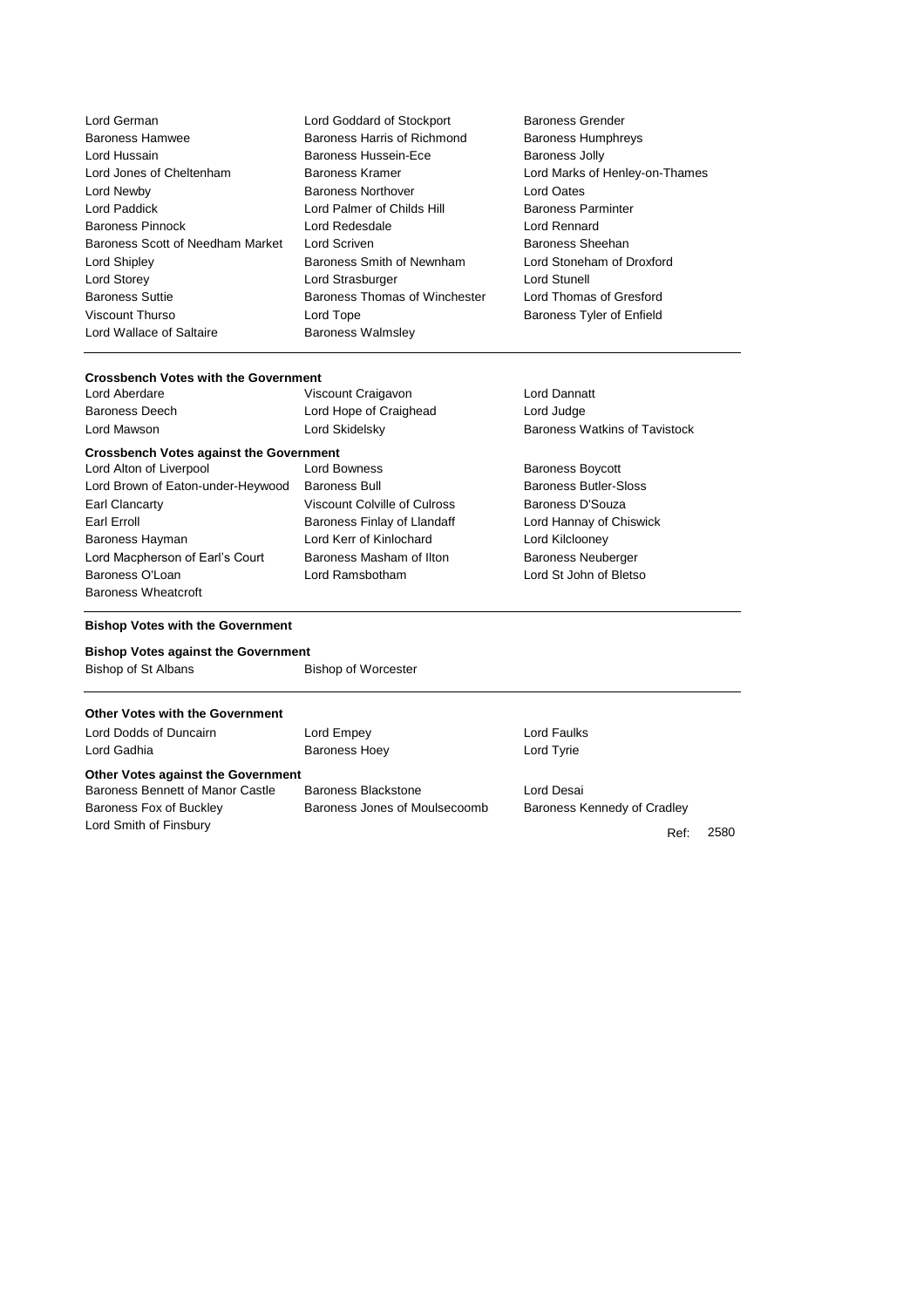Lord German
Lord Goddard of Stockport
Baroness Grender
Baroness Hamwee
Baroness Harris of Richmond
Baroness Humphreys
Lord Hussain
Baroness Hussein-Ece
Baroness Jolly
Lord Jones of Cheltenham
Baroness Kramer
Lord Marks of Henley-on-Thames
Lord Newby
Baroness Northover
Lord Oates
Lord Paddick
Lord Palmer of Childs Hill
Baroness Parminter
Baroness Pinnock
Lord Redesdale
Lord Rennard
Baroness Scott of Needham Market
Lord Scriven
Baroness Sheehan
Lord Shipley
Baroness Smith of Newnham
Lord Stoneham of Droxford
Lord Storey
Lord Strasburger
Lord Stunell
Baroness Suttie
Baroness Thomas of Winchester
Lord Thomas of Gresford
Viscount Thurso
Lord Tope
Baroness Tyler of Enfield
Lord Wallace of Saltaire
Baroness Walmsley

**Crossbench Votes with the Government**

Lord Aberdare
Viscount Craigavon
Lord Dannatt
Baroness Deech
Lord Hope of Craighead
Lord Judge
Lord Mawson
Lord Skidelsky
Baroness Watkins of Tavistock

**Crossbench Votes against the Government**

Lord Alton of Liverpool
Lord Bowness
Baroness Boycott
Lord Brown of Eaton-under-Heywood
Baroness Bull
Baroness Butler-Sloss
Earl Clancarty
Viscount Colville of Culross
Baroness D'Souza
Earl Erroll
Baroness Finlay of Llandaff
Lord Hannay of Chiswick
Baroness Hayman
Lord Kerr of Kinlochard
Lord Kilclooney
Lord Macpherson of Earl's Court
Baroness Masham of Ilton
Baroness Neuberger
Baroness O'Loan
Lord Ramsbotham
Lord St John of Bletso
Baroness Wheatcroft

**Bishop Votes with the Government**

**Bishop Votes against the Government**

Bishop of St Albans
Bishop of Worcester

**Other Votes with the Government**

Lord Dodds of Duncairn
Lord Empey
Lord Faulks
Lord Gadhia
Baroness Hoey
Lord Tyrie

**Other Votes against the Government**

Baroness Bennett of Manor Castle
Baroness Blackstone
Lord Desai
Baroness Fox of Buckley
Baroness Jones of Moulsecoomb
Baroness Kennedy of Cradley
Lord Smith of Finsbury

Ref: 2580